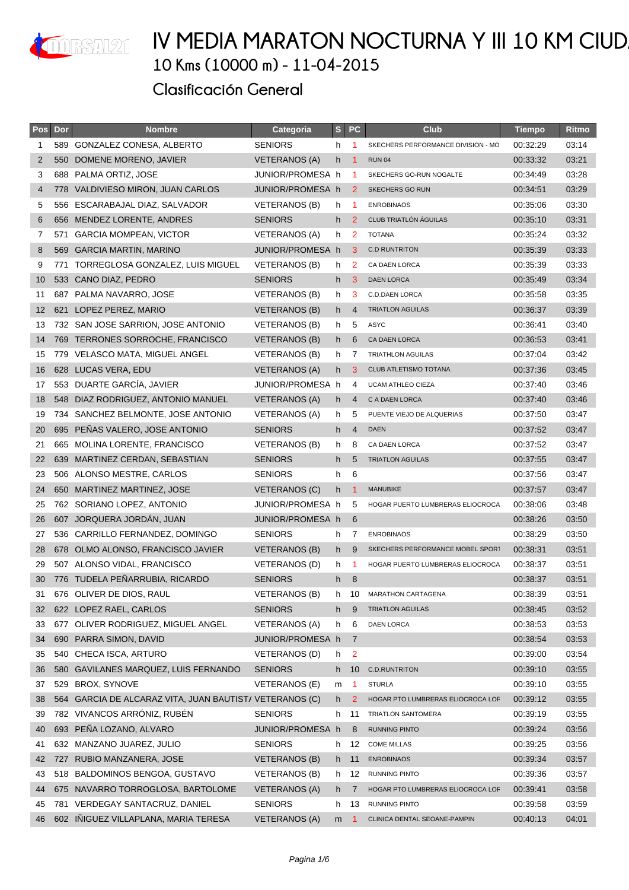# IV MEDIA MARATON NOCTURNA Y III 10 KM CIUD

## 10 Kms (10000 m) - 11-04-2015

## Clasificación General

| Pos | Dor | Nombre | Categoria | S | PC | Club | Tiempo | Ritmo |
|---|---|---|---|---|---|---|---|---|
| 1 | 589 | GONZALEZ CONESA, ALBERTO | SENIORS | h | 1 | SKECHERS PERFORMANCE DIVISION - MO | 00:32:29 | 03:14 |
| 2 | 550 | DOMENE MORENO, JAVIER | VETERANOS (A) | h | 1 | RUN 04 | 00:33:32 | 03:21 |
| 3 | 688 | PALMA ORTIZ, JOSE | JUNIOR/PROMESA | h | 1 | SKECHERS GO-RUN NOGALTE | 00:34:49 | 03:28 |
| 4 | 778 | VALDIVIESO MIRON, JUAN CARLOS | JUNIOR/PROMESA | h | 2 | SKECHERS GO RUN | 00:34:51 | 03:29 |
| 5 | 556 | ESCARABAJAL DIAZ, SALVADOR | VETERANOS (B) | h | 1 | ENROBINAOS | 00:35:06 | 03:30 |
| 6 | 656 | MENDEZ LORENTE, ANDRES | SENIORS | h | 2 | CLUB TRIATLÓN ÁGUILAS | 00:35:10 | 03:31 |
| 7 | 571 | GARCIA MOMPEAN, VICTOR | VETERANOS (A) | h | 2 | TOTANA | 00:35:24 | 03:32 |
| 8 | 569 | GARCIA MARTIN, MARINO | JUNIOR/PROMESA | h | 3 | C.D RUNTRITON | 00:35:39 | 03:33 |
| 9 | 771 | TORREGLOSA GONZALEZ, LUIS MIGUEL | VETERANOS (B) | h | 2 | CA DAEN LORCA | 00:35:39 | 03:33 |
| 10 | 533 | CANO DIAZ, PEDRO | SENIORS | h | 3 | DAEN LORCA | 00:35:49 | 03:34 |
| 11 | 687 | PALMA NAVARRO, JOSE | VETERANOS (B) | h | 3 | C.D.DAEN LORCA | 00:35:58 | 03:35 |
| 12 | 621 | LOPEZ PEREZ, MARIO | VETERANOS (B) | h | 4 | TRIATLON AGUILAS | 00:36:37 | 03:39 |
| 13 | 732 | SAN JOSE SARRION, JOSE ANTONIO | VETERANOS (B) | h | 5 | ASYC | 00:36:41 | 03:40 |
| 14 | 769 | TERRONES SORROCHE, FRANCISCO | VETERANOS (B) | h | 6 | CA DAEN LORCA | 00:36:53 | 03:41 |
| 15 | 779 | VELASCO MATA, MIGUEL ANGEL | VETERANOS (B) | h | 7 | TRIATHLON AGUILAS | 00:37:04 | 03:42 |
| 16 | 628 | LUCAS VERA, EDU | VETERANOS (A) | h | 3 | CLUB ATLETISMO TOTANA | 00:37:36 | 03:45 |
| 17 | 553 | DUARTE GARCÍA, JAVIER | JUNIOR/PROMESA | h | 4 | UCAM ATHLEO CIEZA | 00:37:40 | 03:46 |
| 18 | 548 | DIAZ RODRIGUEZ, ANTONIO MANUEL | VETERANOS (A) | h | 4 | C A DAEN LORCA | 00:37:40 | 03:46 |
| 19 | 734 | SANCHEZ BELMONTE, JOSE ANTONIO | VETERANOS (A) | h | 5 | PUENTE VIEJO DE ALQUERIAS | 00:37:50 | 03:47 |
| 20 | 695 | PEÑAS VALERO, JOSE ANTONIO | SENIORS | h | 4 | DAEN | 00:37:52 | 03:47 |
| 21 | 665 | MOLINA LORENTE, FRANCISCO | VETERANOS (B) | h | 8 | CA DAEN LORCA | 00:37:52 | 03:47 |
| 22 | 639 | MARTINEZ CERDAN, SEBASTIAN | SENIORS | h | 5 | TRIATLON AGUILAS | 00:37:55 | 03:47 |
| 23 | 506 | ALONSO MESTRE, CARLOS | SENIORS | h | 6 | | 00:37:56 | 03:47 |
| 24 | 650 | MARTINEZ MARTINEZ, JOSE | VETERANOS (C) | h | 1 | MANUBIKE | 00:37:57 | 03:47 |
| 25 | 762 | SORIANO LOPEZ, ANTONIO | JUNIOR/PROMESA | h | 5 | HOGAR PUERTO LUMBRERAS ELIOCROCA | 00:38:06 | 03:48 |
| 26 | 607 | JORQUERA JORDÁN, JUAN | JUNIOR/PROMESA | h | 6 | | 00:38:26 | 03:50 |
| 27 | 536 | CARRILLO FERNANDEZ, DOMINGO | SENIORS | h | 7 | ENROBINAOS | 00:38:29 | 03:50 |
| 28 | 678 | OLMO ALONSO, FRANCISCO JAVIER | VETERANOS (B) | h | 9 | SKECHERS PERFORMANCE MOBEL SPORT | 00:38:31 | 03:51 |
| 29 | 507 | ALONSO VIDAL, FRANCISCO | VETERANOS (D) | h | 1 | HOGAR PUERTO LUMBRERAS ELIOCROCA | 00:38:37 | 03:51 |
| 30 | 776 | TUDELA PEÑARRUBIA, RICARDO | SENIORS | h | 8 | | 00:38:37 | 03:51 |
| 31 | 676 | OLIVER DE DIOS, RAUL | VETERANOS (B) | h | 10 | MARATHON CARTAGENA | 00:38:39 | 03:51 |
| 32 | 622 | LOPEZ RAEL, CARLOS | SENIORS | h | 9 | TRIATLON AGUILAS | 00:38:45 | 03:52 |
| 33 | 677 | OLIVER RODRIGUEZ, MIGUEL ANGEL | VETERANOS (A) | h | 6 | DAEN LORCA | 00:38:53 | 03:53 |
| 34 | 690 | PARRA SIMON, DAVID | JUNIOR/PROMESA | h | 7 | | 00:38:54 | 03:53 |
| 35 | 540 | CHECA ISCA, ARTURO | VETERANOS (D) | h | 2 | | 00:39:00 | 03:54 |
| 36 | 580 | GAVILANES MARQUEZ, LUIS FERNANDO | SENIORS | h | 10 | C.D.RUNTRITON | 00:39:10 | 03:55 |
| 37 | 529 | BROX, SYNOVE | VETERANOS (E) | m | 1 | STURLA | 00:39:10 | 03:55 |
| 38 | 564 | GARCIA DE ALCARAZ VITA, JUAN BAUTISTA | VETERANOS (C) | h | 2 | HOGAR PTO LUMBRERAS ELIOCROCA LOF | 00:39:12 | 03:55 |
| 39 | 782 | VIVANCOS ARRÓNIZ, RUBÉN | SENIORS | h | 11 | TRIATLON SANTOMERA | 00:39:19 | 03:55 |
| 40 | 693 | PEÑA LOZANO, ALVARO | JUNIOR/PROMESA | h | 8 | RUNNING PINTO | 00:39:24 | 03:56 |
| 41 | 632 | MANZANO JUAREZ, JULIO | SENIORS | h | 12 | COME MILLAS | 00:39:25 | 03:56 |
| 42 | 727 | RUBIO MANZANERA, JOSE | VETERANOS (B) | h | 11 | ENROBINAOS | 00:39:34 | 03:57 |
| 43 | 518 | BALDOMINOS BENGOA, GUSTAVO | VETERANOS (B) | h | 12 | RUNNING PINTO | 00:39:36 | 03:57 |
| 44 | 675 | NAVARRO TORROGLOSA, BARTOLOME | VETERANOS (A) | h | 7 | HOGAR PTO LUMBRERAS ELIOCROCA LOF | 00:39:41 | 03:58 |
| 45 | 781 | VERDEGAY SANTACRUZ, DANIEL | SENIORS | h | 13 | RUNNING PINTO | 00:39:58 | 03:59 |
| 46 | 602 | IÑIGUEZ VILLAPLANA, MARIA TERESA | VETERANOS (A) | m | 1 | CLINICA DENTAL SEOANE-PAMPIN | 00:40:13 | 04:01 |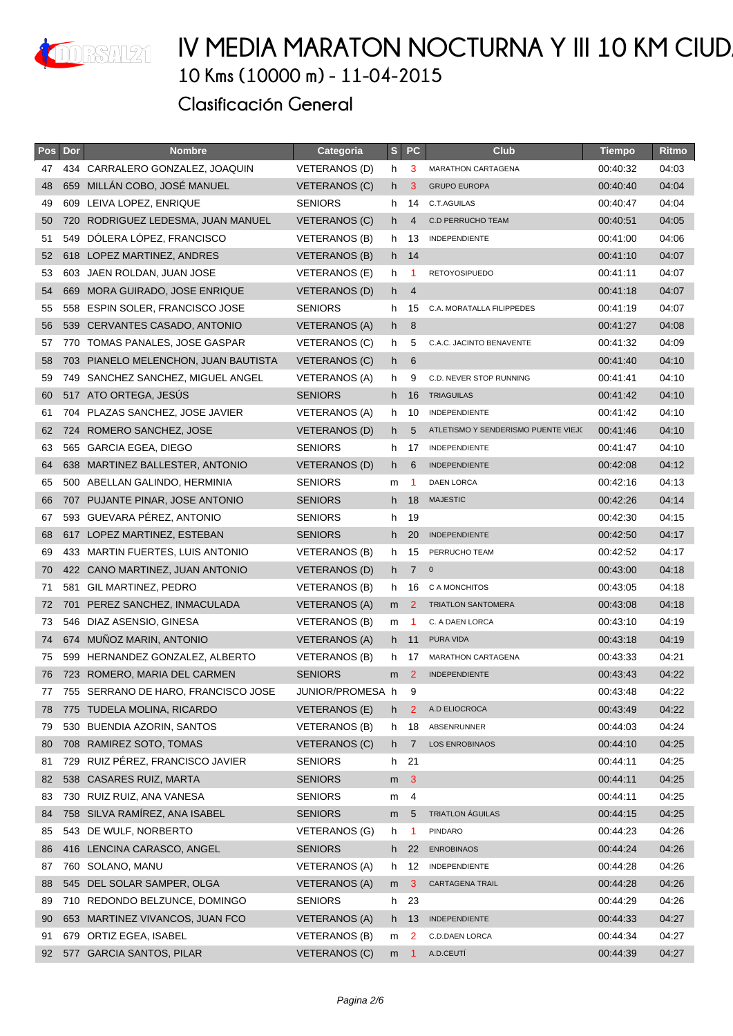# IV MEDIA MARATON NOCTURNA Y III 10 KM CIUD

## 10 Kms (10000 m) - 11-04-2015

## Clasificación General

| Pos | Dor | Nombre | Categoria | S | PC | Club | Tiempo | Ritmo |
|---|---|---|---|---|---|---|---|---|
| 47 | 434 | CARRALERO GONZALEZ, JOAQUIN | VETERANOS (D) | h | 3 | MARATHON CARTAGENA | 00:40:32 | 04:03 |
| 48 | 659 | MILLÁN COBO, JOSÉ MANUEL | VETERANOS (C) | h | 3 | GRUPO EUROPA | 00:40:40 | 04:04 |
| 49 | 609 | LEIVA LOPEZ, ENRIQUE | SENIORS | h | 14 | C.T.AGUILAS | 00:40:47 | 04:04 |
| 50 | 720 | RODRIGUEZ LEDESMA, JUAN MANUEL | VETERANOS (C) | h | 4 | C.D PERRUCHO TEAM | 00:40:51 | 04:05 |
| 51 | 549 | DÓLERA LÓPEZ, FRANCISCO | VETERANOS (B) | h | 13 | INDEPENDIENTE | 00:41:00 | 04:06 |
| 52 | 618 | LOPEZ MARTINEZ, ANDRES | VETERANOS (B) | h | 14 | | 00:41:10 | 04:07 |
| 53 | 603 | JAEN ROLDAN, JUAN JOSE | VETERANOS (E) | h | 1 | RETOYOSIPUEDO | 00:41:11 | 04:07 |
| 54 | 669 | MORA GUIRADO, JOSE ENRIQUE | VETERANOS (D) | h | 4 | | 00:41:18 | 04:07 |
| 55 | 558 | ESPIN SOLER, FRANCISCO JOSE | SENIORS | h | 15 | C.A. MORATALLA FILIPPEDES | 00:41:19 | 04:07 |
| 56 | 539 | CERVANTES CASADO, ANTONIO | VETERANOS (A) | h | 8 | | 00:41:27 | 04:08 |
| 57 | 770 | TOMAS PANALES, JOSE GASPAR | VETERANOS (C) | h | 5 | C.A.C. JACINTO BENAVENTE | 00:41:32 | 04:09 |
| 58 | 703 | PIANELO MELENCHON, JUAN BAUTISTA | VETERANOS (C) | h | 6 | | 00:41:40 | 04:10 |
| 59 | 749 | SANCHEZ SANCHEZ, MIGUEL ANGEL | VETERANOS (A) | h | 9 | C.D. NEVER STOP RUNNING | 00:41:41 | 04:10 |
| 60 | 517 | ATO ORTEGA, JESÚS | SENIORS | h | 16 | TRIAGUILAS | 00:41:42 | 04:10 |
| 61 | 704 | PLAZAS SANCHEZ, JOSE JAVIER | VETERANOS (A) | h | 10 | INDEPENDIENTE | 00:41:42 | 04:10 |
| 62 | 724 | ROMERO SANCHEZ, JOSE | VETERANOS (D) | h | 5 | ATLETISMO Y SENDERISMO PUENTE VIEJO | 00:41:46 | 04:10 |
| 63 | 565 | GARCIA EGEA, DIEGO | SENIORS | h | 17 | INDEPENDIENTE | 00:41:47 | 04:10 |
| 64 | 638 | MARTINEZ BALLESTER, ANTONIO | VETERANOS (D) | h | 6 | INDEPENDIENTE | 00:42:08 | 04:12 |
| 65 | 500 | ABELLAN GALINDO, HERMINIA | SENIORS | m | 1 | DAEN LORCA | 00:42:16 | 04:13 |
| 66 | 707 | PUJANTE PINAR, JOSE ANTONIO | SENIORS | h | 18 | MAJESTIC | 00:42:26 | 04:14 |
| 67 | 593 | GUEVARA PÉREZ, ANTONIO | SENIORS | h | 19 | | 00:42:30 | 04:15 |
| 68 | 617 | LOPEZ MARTINEZ, ESTEBAN | SENIORS | h | 20 | INDEPENDIENTE | 00:42:50 | 04:17 |
| 69 | 433 | MARTIN FUERTES, LUIS ANTONIO | VETERANOS (B) | h | 15 | PERRUCHO TEAM | 00:42:52 | 04:17 |
| 70 | 422 | CANO MARTINEZ, JUAN ANTONIO | VETERANOS (D) | h | 7 | 0 | 00:43:00 | 04:18 |
| 71 | 581 | GIL MARTINEZ, PEDRO | VETERANOS (B) | h | 16 | C A MONCHITOS | 00:43:05 | 04:18 |
| 72 | 701 | PEREZ SANCHEZ, INMACULADA | VETERANOS (A) | m | 2 | TRIATLON SANTOMERA | 00:43:08 | 04:18 |
| 73 | 546 | DIAZ ASENSIO, GINESA | VETERANOS (B) | m | 1 | C. A DAEN LORCA | 00:43:10 | 04:19 |
| 74 | 674 | MUÑOZ MARIN, ANTONIO | VETERANOS (A) | h | 11 | PURA VIDA | 00:43:18 | 04:19 |
| 75 | 599 | HERNANDEZ GONZALEZ, ALBERTO | VETERANOS (B) | h | 17 | MARATHON CARTAGENA | 00:43:33 | 04:21 |
| 76 | 723 | ROMERO, MARIA DEL CARMEN | SENIORS | m | 2 | INDEPENDIENTE | 00:43:43 | 04:22 |
| 77 | 755 | SERRANO DE HARO, FRANCISCO JOSE | JUNIOR/PROMESA | h | 9 | | 00:43:48 | 04:22 |
| 78 | 775 | TUDELA MOLINA, RICARDO | VETERANOS (E) | h | 2 | A.D ELIOCROCA | 00:43:49 | 04:22 |
| 79 | 530 | BUENDIA AZORIN, SANTOS | VETERANOS (B) | h | 18 | ABSENRUNNER | 00:44:03 | 04:24 |
| 80 | 708 | RAMIREZ SOTO, TOMAS | VETERANOS (C) | h | 7 | LOS ENROBINAOS | 00:44:10 | 04:25 |
| 81 | 729 | RUIZ PÉREZ, FRANCISCO JAVIER | SENIORS | h | 21 | | 00:44:11 | 04:25 |
| 82 | 538 | CASARES RUIZ, MARTA | SENIORS | m | 3 | | 00:44:11 | 04:25 |
| 83 | 730 | RUIZ RUIZ, ANA VANESA | SENIORS | m | 4 | | 00:44:11 | 04:25 |
| 84 | 758 | SILVA RAMÍREZ, ANA ISABEL | SENIORS | m | 5 | TRIATLON ÁGUILAS | 00:44:15 | 04:25 |
| 85 | 543 | DE WULF, NORBERTO | VETERANOS (G) | h | 1 | PINDARO | 00:44:23 | 04:26 |
| 86 | 416 | LENCINA CARASCO, ANGEL | SENIORS | h | 22 | ENROBINAOS | 00:44:24 | 04:26 |
| 87 | 760 | SOLANO, MANU | VETERANOS (A) | h | 12 | INDEPENDIENTE | 00:44:28 | 04:26 |
| 88 | 545 | DEL SOLAR SAMPER, OLGA | VETERANOS (A) | m | 3 | CARTAGENA TRAIL | 00:44:28 | 04:26 |
| 89 | 710 | REDONDO BELZUNCE, DOMINGO | SENIORS | h | 23 | | 00:44:29 | 04:26 |
| 90 | 653 | MARTINEZ VIVANCOS, JUAN FCO | VETERANOS (A) | h | 13 | INDEPENDIENTE | 00:44:33 | 04:27 |
| 91 | 679 | ORTIZ EGEA, ISABEL | VETERANOS (B) | m | 2 | C.D.DAEN LORCA | 00:44:34 | 04:27 |
| 92 | 577 | GARCIA SANTOS, PILAR | VETERANOS (C) | m | 1 | A.D.CEUTÍ | 00:44:39 | 04:27 |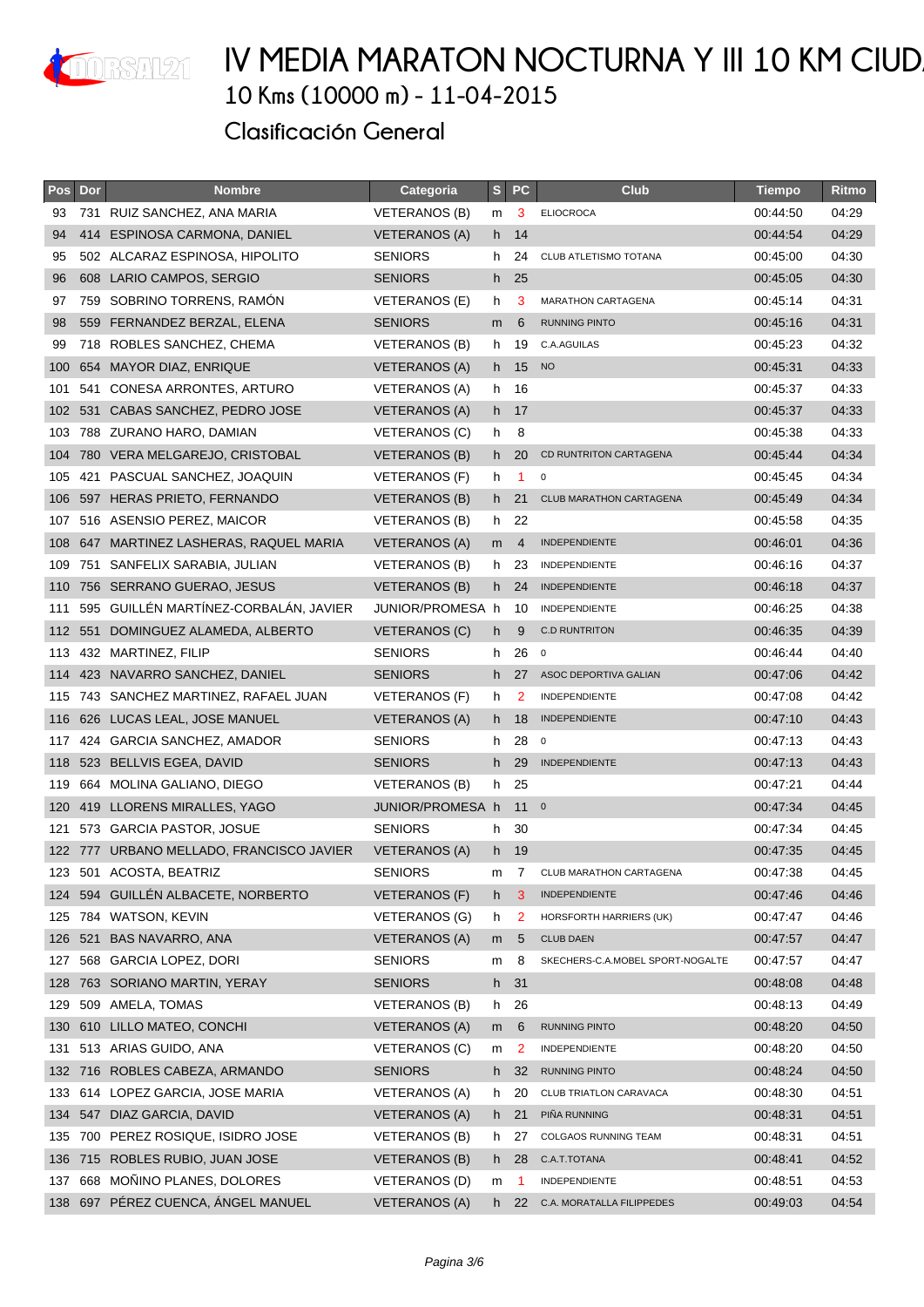# IV MEDIA MARATON NOCTURNA Y III 10 KM CIUD

## 10 Kms (10000 m) - 11-04-2015

## Clasificación General

| Pos | Dor | Nombre | Categoria | S | PC | Club | Tiempo | Ritmo |
|---|---|---|---|---|---|---|---|---|
| 93 | 731 | RUIZ SANCHEZ, ANA MARIA | VETERANOS (B) | m | 3 | ELIOCROCA | 00:44:50 | 04:29 |
| 94 | 414 | ESPINOSA CARMONA, DANIEL | VETERANOS (A) | h | 14 | | 00:44:54 | 04:29 |
| 95 | 502 | ALCARAZ ESPINOSA, HIPOLITO | SENIORS | h | 24 | CLUB ATLETISMO TOTANA | 00:45:00 | 04:30 |
| 96 | 608 | LARIO CAMPOS, SERGIO | SENIORS | h | 25 | | 00:45:05 | 04:30 |
| 97 | 759 | SOBRINO TORRENS, RAMÓN | VETERANOS (E) | h | 3 | MARATHON CARTAGENA | 00:45:14 | 04:31 |
| 98 | 559 | FERNANDEZ BERZAL, ELENA | SENIORS | m | 6 | RUNNING PINTO | 00:45:16 | 04:31 |
| 99 | 718 | ROBLES SANCHEZ, CHEMA | VETERANOS (B) | h | 19 | C.A.AGUILAS | 00:45:23 | 04:32 |
| 100 | 654 | MAYOR DIAZ, ENRIQUE | VETERANOS (A) | h | 15 | NO | 00:45:31 | 04:33 |
| 101 | 541 | CONESA ARRONTES, ARTURO | VETERANOS (A) | h | 16 | | 00:45:37 | 04:33 |
| 102 | 531 | CABAS SANCHEZ, PEDRO JOSE | VETERANOS (A) | h | 17 | | 00:45:37 | 04:33 |
| 103 | 788 | ZURANO HARO, DAMIAN | VETERANOS (C) | h | 8 | | 00:45:38 | 04:33 |
| 104 | 780 | VERA MELGAREJO, CRISTOBAL | VETERANOS (B) | h | 20 | CD RUNTRITON CARTAGENA | 00:45:44 | 04:34 |
| 105 | 421 | PASCUAL SANCHEZ, JOAQUIN | VETERANOS (F) | h | 1 | 0 | 00:45:45 | 04:34 |
| 106 | 597 | HERAS PRIETO, FERNANDO | VETERANOS (B) | h | 21 | CLUB MARATHON CARTAGENA | 00:45:49 | 04:34 |
| 107 | 516 | ASENSIO PEREZ, MAICOR | VETERANOS (B) | h | 22 | | 00:45:58 | 04:35 |
| 108 | 647 | MARTINEZ LASHERAS, RAQUEL MARIA | VETERANOS (A) | m | 4 | INDEPENDIENTE | 00:46:01 | 04:36 |
| 109 | 751 | SANFELIX SARABIA, JULIAN | VETERANOS (B) | h | 23 | INDEPENDIENTE | 00:46:16 | 04:37 |
| 110 | 756 | SERRANO GUERAO, JESUS | VETERANOS (B) | h | 24 | INDEPENDIENTE | 00:46:18 | 04:37 |
| 111 | 595 | GUILLÉN MARTÍNEZ-CORBALÁN, JAVIER | JUNIOR/PROMESA | h | 10 | INDEPENDIENTE | 00:46:25 | 04:38 |
| 112 | 551 | DOMINGUEZ ALAMEDA, ALBERTO | VETERANOS (C) | h | 9 | C.D RUNTRITON | 00:46:35 | 04:39 |
| 113 | 432 | MARTINEZ, FILIP | SENIORS | h | 26 | 0 | 00:46:44 | 04:40 |
| 114 | 423 | NAVARRO SANCHEZ, DANIEL | SENIORS | h | 27 | ASOC DEPORTIVA GALIAN | 00:47:06 | 04:42 |
| 115 | 743 | SANCHEZ MARTINEZ, RAFAEL JUAN | VETERANOS (F) | h | 2 | INDEPENDIENTE | 00:47:08 | 04:42 |
| 116 | 626 | LUCAS LEAL, JOSE MANUEL | VETERANOS (A) | h | 18 | INDEPENDIENTE | 00:47:10 | 04:43 |
| 117 | 424 | GARCIA SANCHEZ, AMADOR | SENIORS | h | 28 | 0 | 00:47:13 | 04:43 |
| 118 | 523 | BELLVIS EGEA, DAVID | SENIORS | h | 29 | INDEPENDIENTE | 00:47:13 | 04:43 |
| 119 | 664 | MOLINA GALIANO, DIEGO | VETERANOS (B) | h | 25 | | 00:47:21 | 04:44 |
| 120 | 419 | LLORENS MIRALLES, YAGO | JUNIOR/PROMESA | h | 11 | 0 | 00:47:34 | 04:45 |
| 121 | 573 | GARCIA PASTOR, JOSUE | SENIORS | h | 30 | | 00:47:34 | 04:45 |
| 122 | 777 | URBANO MELLADO, FRANCISCO JAVIER | VETERANOS (A) | h | 19 | | 00:47:35 | 04:45 |
| 123 | 501 | ACOSTA, BEATRIZ | SENIORS | m | 7 | CLUB MARATHON CARTAGENA | 00:47:38 | 04:45 |
| 124 | 594 | GUILLÉN ALBACETE, NORBERTO | VETERANOS (F) | h | 3 | INDEPENDIENTE | 00:47:46 | 04:46 |
| 125 | 784 | WATSON, KEVIN | VETERANOS (G) | h | 2 | HORSFORTH HARRIERS (UK) | 00:47:47 | 04:46 |
| 126 | 521 | BAS NAVARRO, ANA | VETERANOS (A) | m | 5 | CLUB DAEN | 00:47:57 | 04:47 |
| 127 | 568 | GARCIA LOPEZ, DORI | SENIORS | m | 8 | SKECHERS-C.A.MOBEL SPORT-NOGALTE | 00:47:57 | 04:47 |
| 128 | 763 | SORIANO MARTIN, YERAY | SENIORS | h | 31 | | 00:48:08 | 04:48 |
| 129 | 509 | AMELA, TOMAS | VETERANOS (B) | h | 26 | | 00:48:13 | 04:49 |
| 130 | 610 | LILLO MATEO, CONCHI | VETERANOS (A) | m | 6 | RUNNING PINTO | 00:48:20 | 04:50 |
| 131 | 513 | ARIAS GUIDO, ANA | VETERANOS (C) | m | 2 | INDEPENDIENTE | 00:48:20 | 04:50 |
| 132 | 716 | ROBLES CABEZA, ARMANDO | SENIORS | h | 32 | RUNNING PINTO | 00:48:24 | 04:50 |
| 133 | 614 | LOPEZ GARCIA, JOSE MARIA | VETERANOS (A) | h | 20 | CLUB TRIATLON CARAVACA | 00:48:30 | 04:51 |
| 134 | 547 | DIAZ GARCIA, DAVID | VETERANOS (A) | h | 21 | PIÑA RUNNING | 00:48:31 | 04:51 |
| 135 | 700 | PEREZ ROSIQUE, ISIDRO JOSE | VETERANOS (B) | h | 27 | COLGAOS RUNNING TEAM | 00:48:31 | 04:51 |
| 136 | 715 | ROBLES RUBIO, JUAN JOSE | VETERANOS (B) | h | 28 | C.A.T.TOTANA | 00:48:41 | 04:52 |
| 137 | 668 | MOÑINO PLANES, DOLORES | VETERANOS (D) | m | 1 | INDEPENDIENTE | 00:48:51 | 04:53 |
| 138 | 697 | PÉREZ CUENCA, ÁNGEL MANUEL | VETERANOS (A) | h | 22 | C.A. MORATALLA FILIPPEDES | 00:49:03 | 04:54 |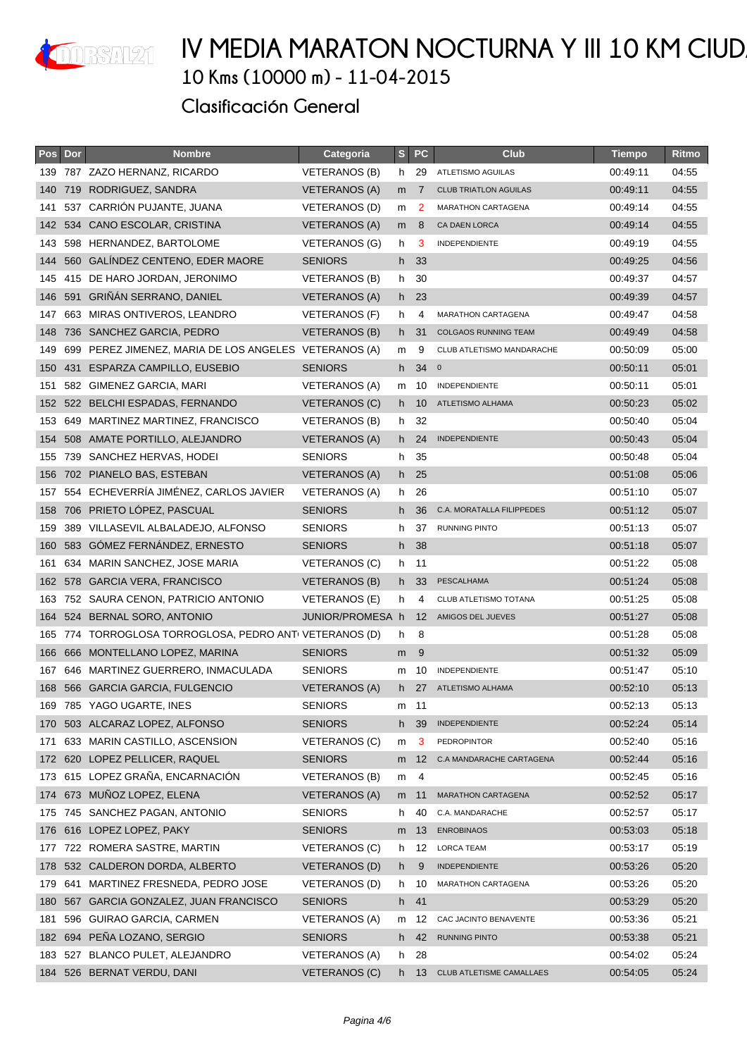# IV MEDIA MARATON NOCTURNA Y III 10 KM CIUD

## 10 Kms (10000 m) - 11-04-2015

## Clasificación General

| Pos | Dor | Nombre | Categoria | S | PC | Club | Tiempo | Ritmo |
|---|---|---|---|---|---|---|---|---|
| 139 | 787 | ZAZO HERNANZ, RICARDO | VETERANOS (B) | h | 29 | ATLETISMO AGUILAS | 00:49:11 | 04:55 |
| 140 | 719 | RODRIGUEZ, SANDRA | VETERANOS (A) | m | 7 | CLUB TRIATLON AGUILAS | 00:49:11 | 04:55 |
| 141 | 537 | CARRIÓN PUJANTE, JUANA | VETERANOS (D) | m | 2 | MARATHON CARTAGENA | 00:49:14 | 04:55 |
| 142 | 534 | CANO ESCOLAR, CRISTINA | VETERANOS (A) | m | 8 | CA DAEN LORCA | 00:49:14 | 04:55 |
| 143 | 598 | HERNANDEZ, BARTOLOME | VETERANOS (G) | h | 3 | INDEPENDIENTE | 00:49:19 | 04:55 |
| 144 | 560 | GALÍNDEZ CENTENO, EDER MAORE | SENIORS | h | 33 | | 00:49:25 | 04:56 |
| 145 | 415 | DE HARO JORDAN, JERONIMO | VETERANOS (B) | h | 30 | | 00:49:37 | 04:57 |
| 146 | 591 | GRIÑÁN SERRANO, DANIEL | VETERANOS (A) | h | 23 | | 00:49:39 | 04:57 |
| 147 | 663 | MIRAS ONTIVEROS, LEANDRO | VETERANOS (F) | h | 4 | MARATHON CARTAGENA | 00:49:47 | 04:58 |
| 148 | 736 | SANCHEZ GARCIA, PEDRO | VETERANOS (B) | h | 31 | COLGAOS RUNNING TEAM | 00:49:49 | 04:58 |
| 149 | 699 | PEREZ JIMENEZ, MARIA DE LOS ANGELES | VETERANOS (A) | m | 9 | CLUB ATLETISMO MANDARACHE | 00:50:09 | 05:00 |
| 150 | 431 | ESPARZA CAMPILLO, EUSEBIO | SENIORS | h | 34 | 0 | 00:50:11 | 05:01 |
| 151 | 582 | GIMENEZ GARCIA, MARI | VETERANOS (A) | m | 10 | INDEPENDIENTE | 00:50:11 | 05:01 |
| 152 | 522 | BELCHI ESPADAS, FERNANDO | VETERANOS (C) | h | 10 | ATLETISMO ALHAMA | 00:50:23 | 05:02 |
| 153 | 649 | MARTINEZ MARTINEZ, FRANCISCO | VETERANOS (B) | h | 32 | | 00:50:40 | 05:04 |
| 154 | 508 | AMATE PORTILLO, ALEJANDRO | VETERANOS (A) | h | 24 | INDEPENDIENTE | 00:50:43 | 05:04 |
| 155 | 739 | SANCHEZ HERVAS, HODEI | SENIORS | h | 35 | | 00:50:48 | 05:04 |
| 156 | 702 | PIANELO BAS, ESTEBAN | VETERANOS (A) | h | 25 | | 00:51:08 | 05:06 |
| 157 | 554 | ECHEVERRÍA JIMÉNEZ, CARLOS JAVIER | VETERANOS (A) | h | 26 | | 00:51:10 | 05:07 |
| 158 | 706 | PRIETO LÓPEZ, PASCUAL | SENIORS | h | 36 | C.A. MORATALLA FILIPPEDES | 00:51:12 | 05:07 |
| 159 | 389 | VILLASEVIL ALBALADEJO, ALFONSO | SENIORS | h | 37 | RUNNING PINTO | 00:51:13 | 05:07 |
| 160 | 583 | GÓMEZ FERNÁNDEZ, ERNESTO | SENIORS | h | 38 | | 00:51:18 | 05:07 |
| 161 | 634 | MARIN SANCHEZ, JOSE MARIA | VETERANOS (C) | h | 11 | | 00:51:22 | 05:08 |
| 162 | 578 | GARCIA VERA, FRANCISCO | VETERANOS (B) | h | 33 | PESCALHAMA | 00:51:24 | 05:08 |
| 163 | 752 | SAURA CENON, PATRICIO ANTONIO | VETERANOS (E) | h | 4 | CLUB ATLETISMO TOTANA | 00:51:25 | 05:08 |
| 164 | 524 | BERNAL SORO, ANTONIO | JUNIOR/PROMESA | h | 12 | AMIGOS DEL JUEVES | 00:51:27 | 05:08 |
| 165 | 774 | TORROGLOSA TORROGLOSA, PEDRO ANT | VETERANOS (D) | h | 8 | | 00:51:28 | 05:08 |
| 166 | 666 | MONTELLANO LOPEZ, MARINA | SENIORS | m | 9 | | 00:51:32 | 05:09 |
| 167 | 646 | MARTINEZ GUERRERO, INMACULADA | SENIORS | m | 10 | INDEPENDIENTE | 00:51:47 | 05:10 |
| 168 | 566 | GARCIA GARCIA, FULGENCIO | VETERANOS (A) | h | 27 | ATLETISMO ALHAMA | 00:52:10 | 05:13 |
| 169 | 785 | YAGO UGARTE, INES | SENIORS | m | 11 | | 00:52:13 | 05:13 |
| 170 | 503 | ALCARAZ LOPEZ, ALFONSO | SENIORS | h | 39 | INDEPENDIENTE | 00:52:24 | 05:14 |
| 171 | 633 | MARIN CASTILLO, ASCENSION | VETERANOS (C) | m | 3 | PEDROPINTOR | 00:52:40 | 05:16 |
| 172 | 620 | LOPEZ PELLICER, RAQUEL | SENIORS | m | 12 | C.A MANDARACHE CARTAGENA | 00:52:44 | 05:16 |
| 173 | 615 | LOPEZ GRAÑA, ENCARNACIÓN | VETERANOS (B) | m | 4 | | 00:52:45 | 05:16 |
| 174 | 673 | MUÑOZ LOPEZ, ELENA | VETERANOS (A) | m | 11 | MARATHON CARTAGENA | 00:52:52 | 05:17 |
| 175 | 745 | SANCHEZ PAGAN, ANTONIO | SENIORS | h | 40 | C.A. MANDARACHE | 00:52:57 | 05:17 |
| 176 | 616 | LOPEZ LOPEZ, PAKY | SENIORS | m | 13 | ENROBINAOS | 00:53:03 | 05:18 |
| 177 | 722 | ROMERA SASTRE, MARTIN | VETERANOS (C) | h | 12 | LORCA TEAM | 00:53:17 | 05:19 |
| 178 | 532 | CALDERON DORDA, ALBERTO | VETERANOS (D) | h | 9 | INDEPENDIENTE | 00:53:26 | 05:20 |
| 179 | 641 | MARTINEZ FRESNEDA, PEDRO JOSE | VETERANOS (D) | h | 10 | MARATHON CARTAGENA | 00:53:26 | 05:20 |
| 180 | 567 | GARCIA GONZALEZ, JUAN FRANCISCO | SENIORS | h | 41 | | 00:53:29 | 05:20 |
| 181 | 596 | GUIRAO GARCIA, CARMEN | VETERANOS (A) | m | 12 | CAC JACINTO BENAVENTE | 00:53:36 | 05:21 |
| 182 | 694 | PEÑA LOZANO, SERGIO | SENIORS | h | 42 | RUNNING PINTO | 00:53:38 | 05:21 |
| 183 | 527 | BLANCO PULET, ALEJANDRO | VETERANOS (A) | h | 28 | | 00:54:02 | 05:24 |
| 184 | 526 | BERNAT VERDU, DANI | VETERANOS (C) | h | 13 | CLUB ATLETISME CAMALLAES | 00:54:05 | 05:24 |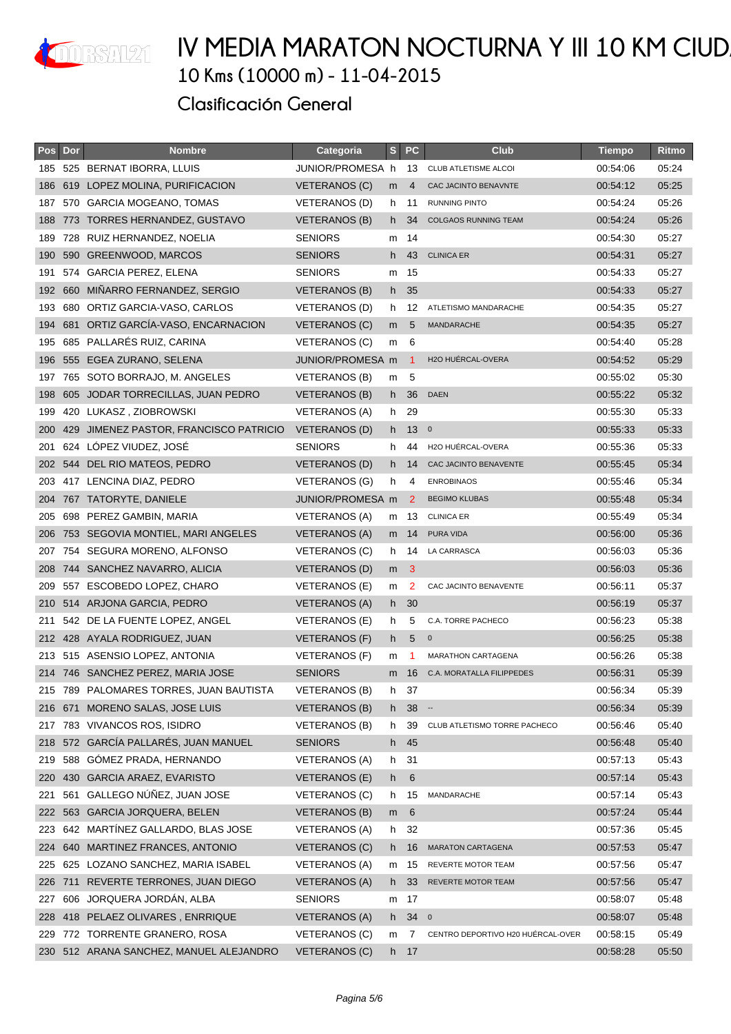# IV MEDIA MARATON NOCTURNA Y III 10 KM CIUD

## 10 Kms (10000 m) - 11-04-2015

## Clasificación General

| Pos | Dor | Nombre | Categoria | S | PC | Club | Tiempo | Ritmo |
|---|---|---|---|---|---|---|---|---|
| 185 | 525 | BERNAT IBORRA, LLUIS | JUNIOR/PROMESA | h | 13 | CLUB ATLETISME ALCOI | 00:54:06 | 05:24 |
| 186 | 619 | LOPEZ MOLINA, PURIFICACION | VETERANOS (C) | m | 4 | CAC JACINTO BENAVNTE | 00:54:12 | 05:25 |
| 187 | 570 | GARCIA MOGEANO, TOMAS | VETERANOS (D) | h | 11 | RUNNING PINTO | 00:54:24 | 05:26 |
| 188 | 773 | TORRES HERNANDEZ, GUSTAVO | VETERANOS (B) | h | 34 | COLGAOS RUNNING TEAM | 00:54:24 | 05:26 |
| 189 | 728 | RUIZ HERNANDEZ, NOELIA | SENIORS | m | 14 | | 00:54:30 | 05:27 |
| 190 | 590 | GREENWOOD, MARCOS | SENIORS | h | 43 | CLINICA ER | 00:54:31 | 05:27 |
| 191 | 574 | GARCIA PEREZ, ELENA | SENIORS | m | 15 | | 00:54:33 | 05:27 |
| 192 | 660 | MIÑARRO FERNANDEZ, SERGIO | VETERANOS (B) | h | 35 | | 00:54:33 | 05:27 |
| 193 | 680 | ORTIZ GARCIA-VASO, CARLOS | VETERANOS (D) | h | 12 | ATLETISMO MANDARACHE | 00:54:35 | 05:27 |
| 194 | 681 | ORTIZ GARCÍA-VASO, ENCARNACION | VETERANOS (C) | m | 5 | MANDARACHE | 00:54:35 | 05:27 |
| 195 | 685 | PALLARÉS RUIZ, CARINA | VETERANOS (C) | m | 6 | | 00:54:40 | 05:28 |
| 196 | 555 | EGEA ZURANO, SELENA | JUNIOR/PROMESA | m | 1 | H2O HUÉRCAL-OVERA | 00:54:52 | 05:29 |
| 197 | 765 | SOTO BORRAJO, M. ANGELES | VETERANOS (B) | m | 5 | | 00:55:02 | 05:30 |
| 198 | 605 | JODAR TORRECILLAS, JUAN PEDRO | VETERANOS (B) | h | 36 | DAEN | 00:55:22 | 05:32 |
| 199 | 420 | LUKASZ , ZIOBROWSKI | VETERANOS (A) | h | 29 | | 00:55:30 | 05:33 |
| 200 | 429 | JIMENEZ PASTOR, FRANCISCO PATRICIO | VETERANOS (D) | h | 13 | 0 | 00:55:33 | 05:33 |
| 201 | 624 | LÓPEZ VIUDEZ, JOSÉ | SENIORS | h | 44 | H2O HUÉRCAL-OVERA | 00:55:36 | 05:33 |
| 202 | 544 | DEL RIO MATEOS, PEDRO | VETERANOS (D) | h | 14 | CAC JACINTO BENAVENTE | 00:55:45 | 05:34 |
| 203 | 417 | LENCINA DIAZ, PEDRO | VETERANOS (G) | h | 4 | ENROBINAOS | 00:55:46 | 05:34 |
| 204 | 767 | TATORYTE, DANIELE | JUNIOR/PROMESA | m | 2 | BEGIMO KLUBAS | 00:55:48 | 05:34 |
| 205 | 698 | PEREZ GAMBIN, MARIA | VETERANOS (A) | m | 13 | CLINICA ER | 00:55:49 | 05:34 |
| 206 | 753 | SEGOVIA MONTIEL, MARI ANGELES | VETERANOS (A) | m | 14 | PURA VIDA | 00:56:00 | 05:36 |
| 207 | 754 | SEGURA MORENO, ALFONSO | VETERANOS (C) | h | 14 | LA CARRASCA | 00:56:03 | 05:36 |
| 208 | 744 | SANCHEZ NAVARRO, ALICIA | VETERANOS (D) | m | 3 | | 00:56:03 | 05:36 |
| 209 | 557 | ESCOBEDO LOPEZ, CHARO | VETERANOS (E) | m | 2 | CAC JACINTO BENAVENTE | 00:56:11 | 05:37 |
| 210 | 514 | ARJONA GARCIA, PEDRO | VETERANOS (A) | h | 30 | | 00:56:19 | 05:37 |
| 211 | 542 | DE LA FUENTE LOPEZ, ANGEL | VETERANOS (E) | h | 5 | C.A. TORRE PACHECO | 00:56:23 | 05:38 |
| 212 | 428 | AYALA RODRIGUEZ, JUAN | VETERANOS (F) | h | 5 | 0 | 00:56:25 | 05:38 |
| 213 | 515 | ASENSIO LOPEZ, ANTONIA | VETERANOS (F) | m | 1 | MARATHON CARTAGENA | 00:56:26 | 05:38 |
| 214 | 746 | SANCHEZ PEREZ, MARIA JOSE | SENIORS | m | 16 | C.A. MORATALLA FILIPPEDES | 00:56:31 | 05:39 |
| 215 | 789 | PALOMARES TORRES, JUAN BAUTISTA | VETERANOS (B) | h | 37 | | 00:56:34 | 05:39 |
| 216 | 671 | MORENO SALAS, JOSE LUIS | VETERANOS (B) | h | 38 | -- | 00:56:34 | 05:39 |
| 217 | 783 | VIVANCOS ROS, ISIDRO | VETERANOS (B) | h | 39 | CLUB ATLETISMO TORRE PACHECO | 00:56:46 | 05:40 |
| 218 | 572 | GARCÍA PALLARÉS, JUAN MANUEL | SENIORS | h | 45 | | 00:56:48 | 05:40 |
| 219 | 588 | GÓMEZ PRADA, HERNANDO | VETERANOS (A) | h | 31 | | 00:57:13 | 05:43 |
| 220 | 430 | GARCIA ARAEZ, EVARISTO | VETERANOS (E) | h | 6 | | 00:57:14 | 05:43 |
| 221 | 561 | GALLEGO NÚÑEZ, JUAN JOSE | VETERANOS (C) | h | 15 | MANDARACHE | 00:57:14 | 05:43 |
| 222 | 563 | GARCIA JORQUERA, BELEN | VETERANOS (B) | m | 6 | | 00:57:24 | 05:44 |
| 223 | 642 | MARTÍNEZ GALLARDO, BLAS JOSE | VETERANOS (A) | h | 32 | | 00:57:36 | 05:45 |
| 224 | 640 | MARTINEZ FRANCES, ANTONIO | VETERANOS (C) | h | 16 | MARATON CARTAGENA | 00:57:53 | 05:47 |
| 225 | 625 | LOZANO SANCHEZ, MARIA ISABEL | VETERANOS (A) | m | 15 | REVERTE MOTOR TEAM | 00:57:56 | 05:47 |
| 226 | 711 | REVERTE TERRONES, JUAN DIEGO | VETERANOS (A) | h | 33 | REVERTE MOTOR TEAM | 00:57:56 | 05:47 |
| 227 | 606 | JORQUERA JORDÁN, ALBA | SENIORS | m | 17 | | 00:58:07 | 05:48 |
| 228 | 418 | PELAEZ OLIVARES , ENRRIQUE | VETERANOS (A) | h | 34 | 0 | 00:58:07 | 05:48 |
| 229 | 772 | TORRENTE GRANERO, ROSA | VETERANOS (C) | m | 7 | CENTRO DEPORTIVO H20 HUÉRCAL-OVER | 00:58:15 | 05:49 |
| 230 | 512 | ARANA SANCHEZ, MANUEL ALEJANDRO | VETERANOS (C) | h | 17 | | 00:58:28 | 05:50 |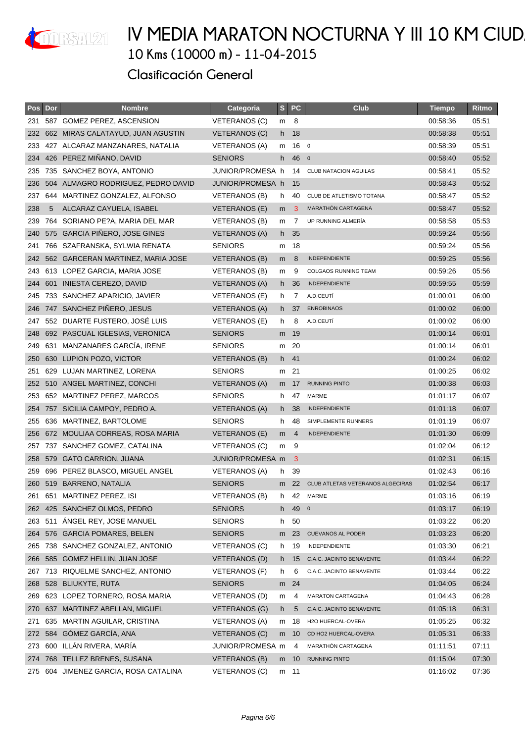# IV MEDIA MARATON NOCTURNA Y III 10 KM CIUD

## 10 Kms (10000 m) - 11-04-2015

## Clasificación General

| Pos | Dor | Nombre | Categoria | S | PC | Club | Tiempo | Ritmo |
|---|---|---|---|---|---|---|---|---|
| 231 | 587 | GOMEZ PEREZ, ASCENSION | VETERANOS (C) | m | 8 | | 00:58:36 | 05:51 |
| 232 | 662 | MIRAS CALATAYUD, JUAN AGUSTIN | VETERANOS (C) | h | 18 | | 00:58:38 | 05:51 |
| 233 | 427 | ALCARAZ MANZANARES, NATALIA | VETERANOS (A) | m | 16 | 0 | 00:58:39 | 05:51 |
| 234 | 426 | PEREZ MIÑANO, DAVID | SENIORS | h | 46 | 0 | 00:58:40 | 05:52 |
| 235 | 735 | SANCHEZ BOYA, ANTONIO | JUNIOR/PROMESA | h | 14 | CLUB NATACION AGUILAS | 00:58:41 | 05:52 |
| 236 | 504 | ALMAGRO RODRIGUEZ, PEDRO DAVID | JUNIOR/PROMESA | h | 15 | | 00:58:43 | 05:52 |
| 237 | 644 | MARTINEZ GONZALEZ, ALFONSO | VETERANOS (B) | h | 40 | CLUB DE ATLETISMO TOTANA | 00:58:47 | 05:52 |
| 238 | 5 | ALCARAZ CAYUELA, ISABEL | VETERANOS (E) | m | 3 | MARATHÓN CARTAGENA | 00:58:47 | 05:52 |
| 239 | 764 | SORIANO PE?A, MARIA DEL MAR | VETERANOS (B) | m | 7 | UP RUNNING ALMERÍA | 00:58:58 | 05:53 |
| 240 | 575 | GARCIA PIÑERO, JOSE GINES | VETERANOS (A) | h | 35 | | 00:59:24 | 05:56 |
| 241 | 766 | SZAFRANSKA, SYLWIA RENATA | SENIORS | m | 18 | | 00:59:24 | 05:56 |
| 242 | 562 | GARCERAN MARTINEZ, MARIA JOSE | VETERANOS (B) | m | 8 | INDEPENDIENTE | 00:59:25 | 05:56 |
| 243 | 613 | LOPEZ GARCIA, MARIA JOSE | VETERANOS (B) | m | 9 | COLGAOS RUNNING TEAM | 00:59:26 | 05:56 |
| 244 | 601 | INIESTA CEREZO, DAVID | VETERANOS (A) | h | 36 | INDEPENDIENTE | 00:59:55 | 05:59 |
| 245 | 733 | SANCHEZ APARICIO, JAVIER | VETERANOS (E) | h | 7 | A.D.CEUTÍ | 01:00:01 | 06:00 |
| 246 | 747 | SANCHEZ PIÑERO, JESUS | VETERANOS (A) | h | 37 | ENROBINAOS | 01:00:02 | 06:00 |
| 247 | 552 | DUARTE FUSTERO, JOSÉ LUIS | VETERANOS (E) | h | 8 | A.D.CEUTÍ | 01:00:02 | 06:00 |
| 248 | 692 | PASCUAL IGLESIAS, VERONICA | SENIORS | m | 19 | | 01:00:14 | 06:01 |
| 249 | 631 | MANZANARES GARCÍA, IRENE | SENIORS | m | 20 | | 01:00:14 | 06:01 |
| 250 | 630 | LUPION POZO, VICTOR | VETERANOS (B) | h | 41 | | 01:00:24 | 06:02 |
| 251 | 629 | LUJAN MARTINEZ, LORENA | SENIORS | m | 21 | | 01:00:25 | 06:02 |
| 252 | 510 | ANGEL MARTINEZ, CONCHI | VETERANOS (A) | m | 17 | RUNNING PINTO | 01:00:38 | 06:03 |
| 253 | 652 | MARTINEZ PEREZ, MARCOS | SENIORS | h | 47 | MARME | 01:01:17 | 06:07 |
| 254 | 757 | SICILIA CAMPOY, PEDRO A. | VETERANOS (A) | h | 38 | INDEPENDIENTE | 01:01:18 | 06:07 |
| 255 | 636 | MARTINEZ, BARTOLOME | SENIORS | h | 48 | SIMPLEMENTE RUNNERS | 01:01:19 | 06:07 |
| 256 | 672 | MOULIAA CORREAS, ROSA MARIA | VETERANOS (E) | m | 4 | INDEPENDIENTE | 01:01:30 | 06:09 |
| 257 | 737 | SANCHEZ GOMEZ, CATALINA | VETERANOS (C) | m | 9 | | 01:02:04 | 06:12 |
| 258 | 579 | GATO CARRION, JUANA | JUNIOR/PROMESA | m | 3 | | 01:02:31 | 06:15 |
| 259 | 696 | PEREZ BLASCO, MIGUEL ANGEL | VETERANOS (A) | h | 39 | | 01:02:43 | 06:16 |
| 260 | 519 | BARRENO, NATALIA | SENIORS | m | 22 | CLUB ATLETAS VETERANOS ALGECIRAS | 01:02:54 | 06:17 |
| 261 | 651 | MARTINEZ PEREZ, ISI | VETERANOS (B) | h | 42 | MARME | 01:03:16 | 06:19 |
| 262 | 425 | SANCHEZ OLMOS, PEDRO | SENIORS | h | 49 | 0 | 01:03:17 | 06:19 |
| 263 | 511 | ÁNGEL REY, JOSE MANUEL | SENIORS | h | 50 | | 01:03:22 | 06:20 |
| 264 | 576 | GARCIA POMARES, BELEN | SENIORS | m | 23 | CUEVANOS AL PODER | 01:03:23 | 06:20 |
| 265 | 738 | SANCHEZ GONZALEZ, ANTONIO | VETERANOS (C) | h | 19 | INDEPENDIENTE | 01:03:30 | 06:21 |
| 266 | 585 | GOMEZ HELLIN, JUAN JOSE | VETERANOS (D) | h | 15 | C.A.C. JACINTO BENAVENTE | 01:03:44 | 06:22 |
| 267 | 713 | RIQUELME SANCHEZ, ANTONIO | VETERANOS (F) | h | 6 | C.A.C. JACINTO BENAVENTE | 01:03:44 | 06:22 |
| 268 | 528 | BLIUKYTE, RUTA | SENIORS | m | 24 | | 01:04:05 | 06:24 |
| 269 | 623 | LOPEZ TORNERO, ROSA MARIA | VETERANOS (D) | m | 4 | MARATON CARTAGENA | 01:04:43 | 06:28 |
| 270 | 637 | MARTINEZ ABELLAN, MIGUEL | VETERANOS (G) | h | 5 | C.A.C. JACINTO BENAVENTE | 01:05:18 | 06:31 |
| 271 | 635 | MARTIN AGUILAR, CRISTINA | VETERANOS (A) | m | 18 | H2O HUERCAL-OVERA | 01:05:25 | 06:32 |
| 272 | 584 | GÓMEZ GARCÍA, ANA | VETERANOS (C) | m | 10 | CD HO2 HUERCAL-OVERA | 01:05:31 | 06:33 |
| 273 | 600 | ILLÁN RIVERA, MARÍA | JUNIOR/PROMESA | m | 4 | MARATHÓN CARTAGENA | 01:11:51 | 07:11 |
| 274 | 768 | TELLEZ BRENES, SUSANA | VETERANOS (B) | m | 10 | RUNNING PINTO | 01:15:04 | 07:30 |
| 275 | 604 | JIMENEZ GARCIA, ROSA CATALINA | VETERANOS (C) | m | 11 | | 01:16:02 | 07:36 |